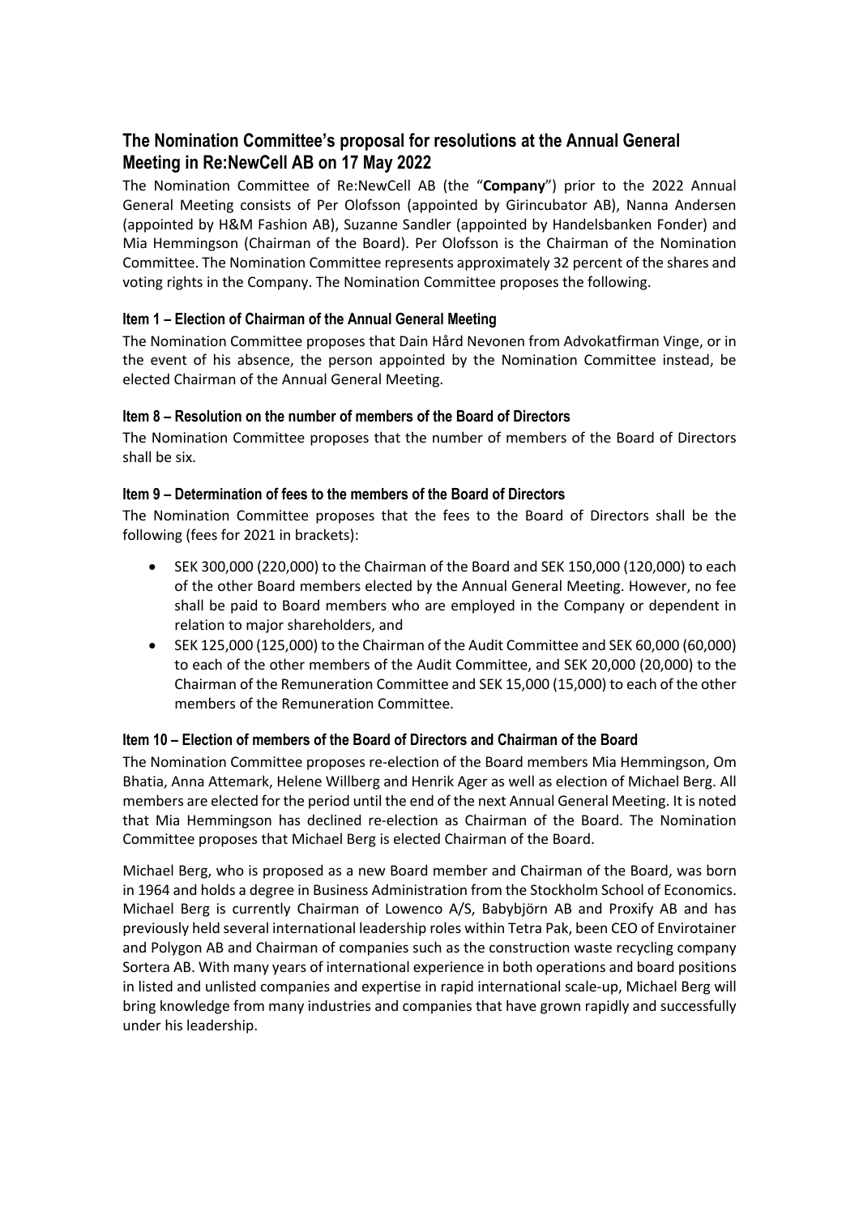# The Nomination Committee's proposal for resolutions at the Annual General Meeting in Re:NewCell AB on 17 May 2022

The Nomination Committee of Re:NewCell AB (the "**Company**") prior to the 2022 Annual General Meeting consists of Per Olofsson (appointed by Girincubator AB), Nanna Andersen (appointed by H&M Fashion AB), Suzanne Sandler (appointed by Handelsbanken Fonder) and Mia Hemmingson (Chairman of the Board). Per Olofsson is the Chairman of the Nomination Committee. The Nomination Committee represents approximately 32 percent of the shares and voting rights in the Company. The Nomination Committee proposes the following.

## Item 1 – Election of Chairman of the Annual General Meeting

The Nomination Committee proposes that Dain Hård Nevonen from Advokatfirman Vinge, or in the event of his absence, the person appointed by the Nomination Committee instead, be elected Chairman of the Annual General Meeting.

## Item 8 – Resolution on the number of members of the Board of Directors

The Nomination Committee proposes that the number of members of the Board of Directors shall be six.

## Item 9 – Determination of fees to the members of the Board of Directors

The Nomination Committee proposes that the fees to the Board of Directors shall be the following (fees for 2021 in brackets):

- SEK 300,000 (220,000) to the Chairman of the Board and SEK 150,000 (120,000) to each of the other Board members elected by the Annual General Meeting. However, no fee shall be paid to Board members who are employed in the Company or dependent in relation to major shareholders, and
- SEK 125,000 (125,000) to the Chairman of the Audit Committee and SEK 60,000 (60,000) to each of the other members of the Audit Committee, and SEK 20,000 (20,000) to the Chairman of the Remuneration Committee and SEK 15,000 (15,000) to each of the other members of the Remuneration Committee.

## Item 10 – Election of members of the Board of Directors and Chairman of the Board

The Nomination Committee proposes re-election of the Board members Mia Hemmingson, Om Bhatia, Anna Attemark, Helene Willberg and Henrik Ager as well as election of Michael Berg. All members are elected for the period until the end of the next Annual General Meeting. It is noted that Mia Hemmingson has declined re-election as Chairman of the Board. The Nomination Committee proposes that Michael Berg is elected Chairman of the Board.

Michael Berg, who is proposed as a new Board member and Chairman of the Board, was born in 1964 and holds a degree in Business Administration from the Stockholm School of Economics. Michael Berg is currently Chairman of Lowenco A/S, Babybjörn AB and Proxify AB and has previously held several international leadership roles within Tetra Pak, been CEO of Envirotainer and Polygon AB and Chairman of companies such as the construction waste recycling company Sortera AB. With many years of international experience in both operations and board positions in listed and unlisted companies and expertise in rapid international scale-up, Michael Berg will bring knowledge from many industries and companies that have grown rapidly and successfully under his leadership.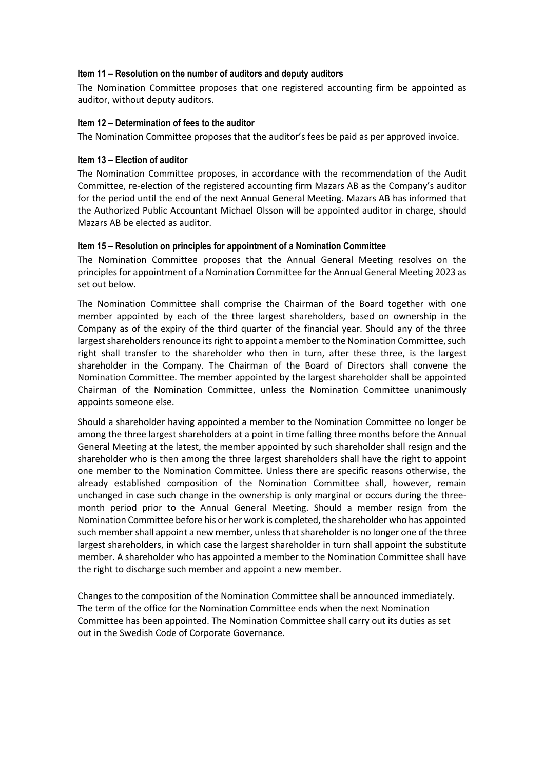### Item 11 – Resolution on the number of auditors and deputy auditors

The Nomination Committee proposes that one registered accounting firm be appointed as auditor, without deputy auditors.

### Item 12 – Determination of fees to the auditor

The Nomination Committee proposes that the auditor's fees be paid as per approved invoice.

### Item 13 – Election of auditor

The Nomination Committee proposes, in accordance with the recommendation of the Audit Committee, re-election of the registered accounting firm Mazars AB as the Company's auditor for the period until the end of the next Annual General Meeting. Mazars AB has informed that the Authorized Public Accountant Michael Olsson will be appointed auditor in charge, should Mazars AB be elected as auditor.

### Item 15 – Resolution on principles for appointment of a Nomination Committee

The Nomination Committee proposes that the Annual General Meeting resolves on the principles for appointment of a Nomination Committee for the Annual General Meeting 2023 as set out below.

The Nomination Committee shall comprise the Chairman of the Board together with one member appointed by each of the three largest shareholders, based on ownership in the Company as of the expiry of the third quarter of the financial year. Should any of the three largest shareholders renounce its right to appoint a member to the Nomination Committee, such right shall transfer to the shareholder who then in turn, after these three, is the largest shareholder in the Company. The Chairman of the Board of Directors shall convene the Nomination Committee. The member appointed by the largest shareholder shall be appointed Chairman of the Nomination Committee, unless the Nomination Committee unanimously appoints someone else.

Should a shareholder having appointed a member to the Nomination Committee no longer be among the three largest shareholders at a point in time falling three months before the Annual General Meeting at the latest, the member appointed by such shareholder shall resign and the shareholder who is then among the three largest shareholders shall have the right to appoint one member to the Nomination Committee. Unless there are specific reasons otherwise, the already established composition of the Nomination Committee shall, however, remain unchanged in case such change in the ownership is only marginal or occurs during the three-month period prior to the Annual General Meeting. Should a member resign from the Nomination Committee before his or her work is completed, the shareholder who has appointed such member shall appoint a new member, unless that shareholder is no longer one of the three largest shareholders, in which case the largest shareholder in turn shall appoint the substitute member. A shareholder who has appointed a member to the Nomination Committee shall have the right to discharge such member and appoint a new member.

Changes to the composition of the Nomination Committee shall be announced immediately. The term of the office for the Nomination Committee ends when the next Nomination Committee has been appointed. The Nomination Committee shall carry out its duties as set out in the Swedish Code of Corporate Governance.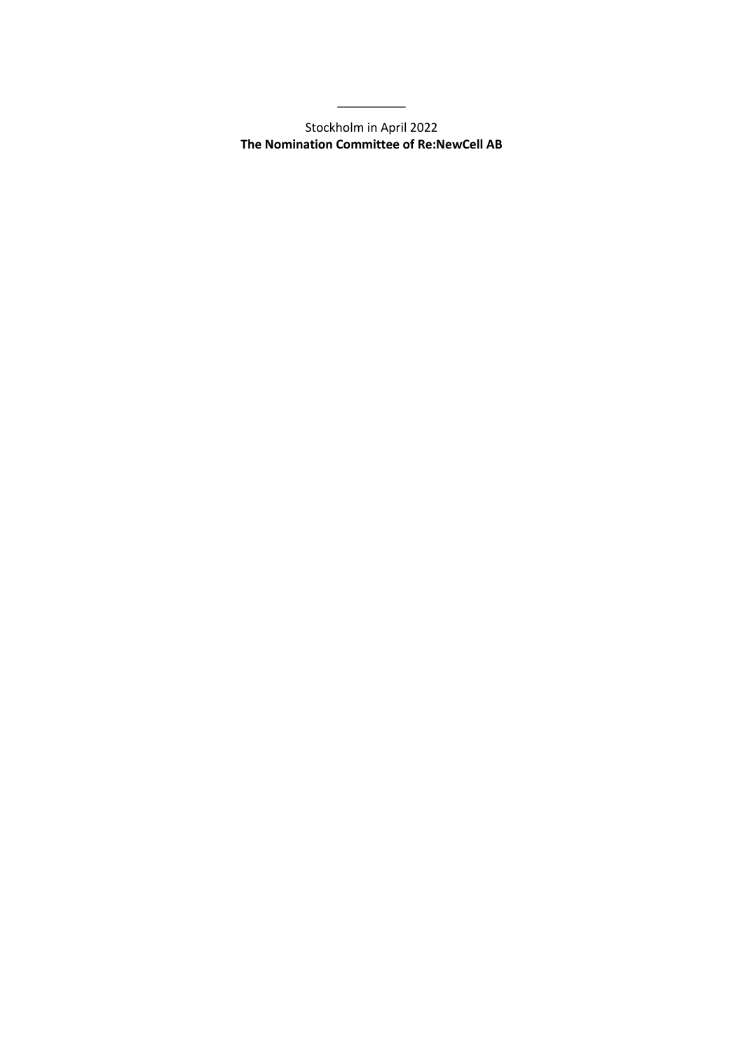\_\_\_\_\_\_\_\_\_\_\_

Stockholm in April 2022

**The Nomination Committee of Re:NewCell AB**